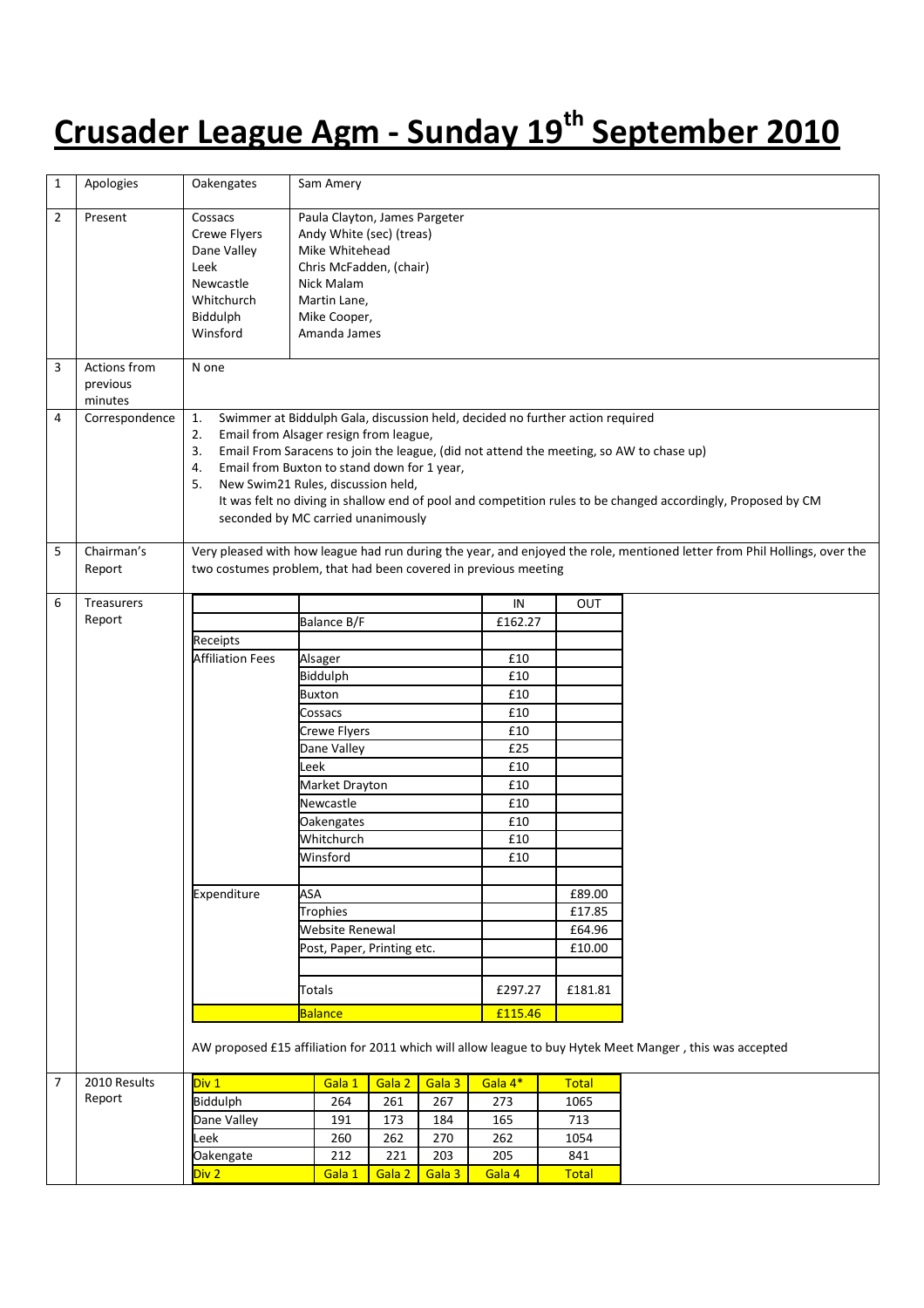# Crusader League Agm - Sunday 19th September 2010

| | | | |
|---|---|---|---|
| 1 | Apologies | Oakengates | Sam Amery |
| 2 | Present | Cossacs<br>Crewe Flyers<br>Dane Valley<br>Leek<br>Newcastle<br>Whitchurch<br>Biddulph<br>Winsford | Paula Clayton, James Pargeter<br>Andy White (sec) (treas)<br>Mike Whitehead<br>Chris McFadden, (chair)<br>Nick Malam<br>Martin Lane,<br>Mike Cooper,<br>Amanda James |
| 3 | Actions from previous minutes | N one | |
| 4 | Correspondence | 1. Swimmer at Biddulph Gala, discussion held, decided no further action required<br>2. Email from Alsager resign from league,<br>3. Email From Saracens to join the league, (did not attend the meeting, so AW to chase up)<br>4. Email from Buxton to stand down for 1 year,<br>5. New Swim21 Rules, discussion held,<br>It was felt no diving in shallow end of pool and competition rules to be changed accordingly, Proposed by CM seconded by MC carried unanimously | |
| 5 | Chairman's Report | Very pleased with how league had run during the year, and enjoyed the role, mentioned letter from Phil Hollings, over the two costumes problem, that had been covered in previous meeting | |
| 6 | Treasurers Report | (see table below)<br>AW proposed £15 affiliation for 2011 which will allow league to buy Hytek Meet Manger , this was accepted | |
| 7 | 2010 Results Report | (see table below) | |

**6 Treasurers Report**

| | | IN | OUT |
|---|---|---|---|
| | Balance B/F | £162.27 | |
| Receipts | | | |
| Affiliation Fees | Alsager | £10 | |
| | Biddulph | £10 | |
| | Buxton | £10 | |
| | Cossacs | £10 | |
| | Crewe Flyers | £10 | |
| | Dane Valley | £25 | |
| | Leek | £10 | |
| | Market Drayton | £10 | |
| | Newcastle | £10 | |
| | Oakengates | £10 | |
| | Whitchurch | £10 | |
| | Winsford | £10 | |
| | | | |
| Expenditure | ASA | | £89.00 |
| | Trophies | | £17.85 |
| | Website Renewal | | £64.96 |
| | Post, Paper, Printing etc. | | £10.00 |
| | | | |
| | Totals | £297.27 | £181.81 |
| | Balance | £115.46 | |

AW proposed £15 affiliation for 2011 which will allow league to buy Hytek Meet Manger , this was accepted

**7 2010 Results Report**

| Div 1 | Gala 1 | Gala 2 | Gala 3 | Gala 4* | Total |
|---|---|---|---|---|---|
| Biddulph | 264 | 261 | 267 | 273 | 1065 |
| Dane Valley | 191 | 173 | 184 | 165 | 713 |
| Leek | 260 | 262 | 270 | 262 | 1054 |
| Oakengate | 212 | 221 | 203 | 205 | 841 |
| Div 2 | Gala 1 | Gala 2 | Gala 3 | Gala 4 | Total |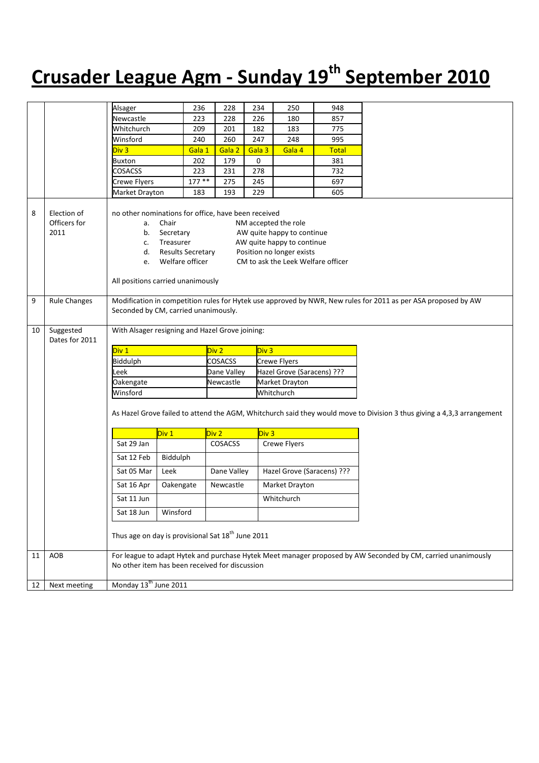# Crusader League Agm - Sunday 19th September 2010

| | | | | | | |
|---|---|---|---|---|---|---|
| Alsager | 236 | 228 | 234 | 250 | 948 |
| Newcastle | 223 | 228 | 226 | 180 | 857 |
| Whitchurch | 209 | 201 | 182 | 183 | 775 |
| Winsford | 240 | 260 | 247 | 248 | 995 |
| Div 3 | Gala 1 | Gala 2 | Gala 3 | Gala 4 | Total |
| Buxton | 202 | 179 | 0 | | 381 |
| COSACSS | 223 | 231 | 278 | | 732 |
| Crewe Flyers | 177 ** | 275 | 245 | | 697 |
| Market Drayton | 183 | 193 | 229 | | 605 |

**8 — Election of Officers for 2011**

no other nominations for office, have been received

a. Chair — NM accepted the role
b. Secretary — AW quite happy to continue
c. Treasurer — AW quite happy to continue
d. Results Secretary — Position no longer exists
e. Welfare officer — CM to ask the Leek Welfare officer

All positions carried unanimously

**9 — Rule Changes**

Modification in competition rules for Hytek use approved by NWR, New rules for 2011 as per ASA proposed by AW Seconded by CM, carried unanimously.

**10 — Suggested Dates for 2011**

With Alsager resigning and Hazel Grove joining:

| Div 1 | Div 2 | Div 3 |
|---|---|---|
| Biddulph | COSACSS | Crewe Flyers |
| Leek | Dane Valley | Hazel Grove (Saracens) ??? |
| Oakengate | Newcastle | Market Drayton |
| Winsford | | Whitchurch |

As Hazel Grove failed to attend the AGM, Whitchurch said they would move to Division 3 thus giving a 4,3,3 arrangement

| | Div 1 | Div 2 | Div 3 |
|---|---|---|---|
| Sat 29 Jan | | COSACSS | Crewe Flyers |
| Sat 12 Feb | Biddulph | | |
| Sat 05 Mar | Leek | Dane Valley | Hazel Grove (Saracens) ??? |
| Sat 16 Apr | Oakengate | Newcastle | Market Drayton |
| Sat 11 Jun | | | Whitchurch |
| Sat 18 Jun | Winsford | | |

Thus age on day is provisional Sat 18th June 2011

**11 — AOB**

For league to adapt Hytek and purchase Hytek Meet manager proposed by AW Seconded by CM, carried unanimously
No other item has been received for discussion

**12 — Next meeting**

Monday 13th June 2011